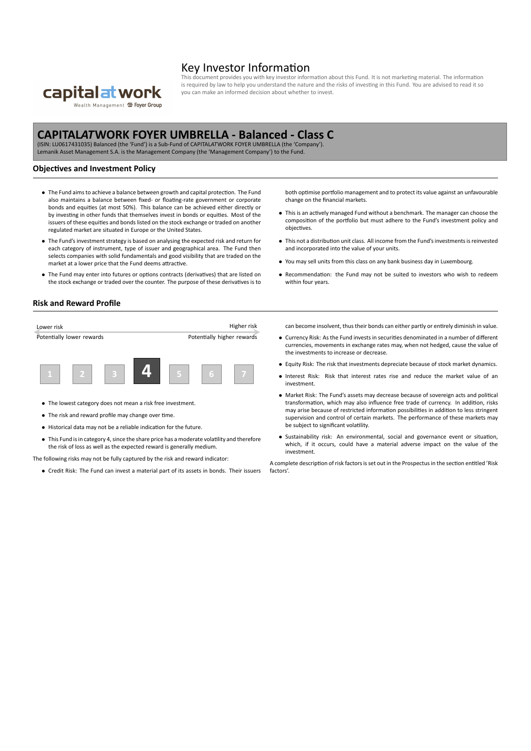# Key Investor Information

This document provides you with key investor information about this Fund. It is not marketing material. The information is required by law to help you understand the nature and the risks of investing in this Fund. You are advised to read it so you can make an informed decision about whether to invest.

## CAPITAL*AT*WORK FOYER UMBRELLA - Balanced - Class C

(ISIN: LU0617431035) Balanced (the 'Fund') is a Sub-Fund of CAPITAL*AT*WORK FOYER UMBRELLA (the 'Company').
Lemanik Asset Management S.A. is the Management Company (the 'Management Company') to the Fund.

### Objectives and Investment Policy

- The Fund aims to achieve a balance between growth and capital protection. The Fund also maintains a balance between fixed- or floating-rate government or corporate bonds and equities (at most 50%). This balance can be achieved either directly or by investing in other funds that themselves invest in bonds or equities. Most of the issuers of these equities and bonds listed on the stock exchange or traded on another regulated market are situated in Europe or the United States.
- The Fund's investment strategy is based on analysing the expected risk and return for each category of instrument, type of issuer and geographical area. The Fund then selects companies with solid fundamentals and good visibility that are traded on the market at a lower price that the Fund deems attractive.
- The Fund may enter into futures or options contracts (derivatives) that are listed on the stock exchange or traded over the counter. The purpose of these derivatives is to both optimise portfolio management and to protect its value against an unfavourable change on the financial markets.
- This is an actively managed Fund without a benchmark. The manager can choose the composition of the portfolio but must adhere to the Fund's investment policy and objectives.
- This not a distribution unit class. All income from the Fund's investments is reinvested and incorporated into the value of your units.
- You may sell units from this class on any bank business day in Luxembourg.
- Recommendation: the Fund may not be suited to investors who wish to redeem within four years.

### Risk and Reward Profile

| Lower risk | | | | | | Higher risk |
|---|---|---|---|---|---|---|
| Potentially lower rewards | | | | | | Potentially higher rewards |
| 1 | 2 | 3 | **4** | 5 | 6 | 7 |

- The lowest category does not mean a risk free investment.
- The risk and reward profile may change over time.
- Historical data may not be a reliable indication for the future.
- This Fund is in category 4, since the share price has a moderate volatility and therefore the risk of loss as well as the expected reward is generally medium.

The following risks may not be fully captured by the risk and reward indicator:

- Credit Risk: The Fund can invest a material part of its assets in bonds. Their issuers can become insolvent, thus their bonds can either partly or entirely diminish in value.
- Currency Risk: As the Fund invests in securities denominated in a number of different currencies, movements in exchange rates may, when not hedged, cause the value of the investments to increase or decrease.
- Equity Risk: The risk that investments depreciate because of stock market dynamics.
- Interest Risk: Risk that interest rates rise and reduce the market value of an investment.
- Market Risk: The Fund's assets may decrease because of sovereign acts and political transformation, which may also influence free trade of currency. In addition, risks may arise because of restricted information possibilities in addition to less stringent supervision and control of certain markets. The performance of these markets may be subject to significant volatility.
- Sustainability risk: An environmental, social and governance event or situation, which, if it occurs, could have a material adverse impact on the value of the investment.

A complete description of risk factors is set out in the Prospectus in the section entitled 'Risk factors'.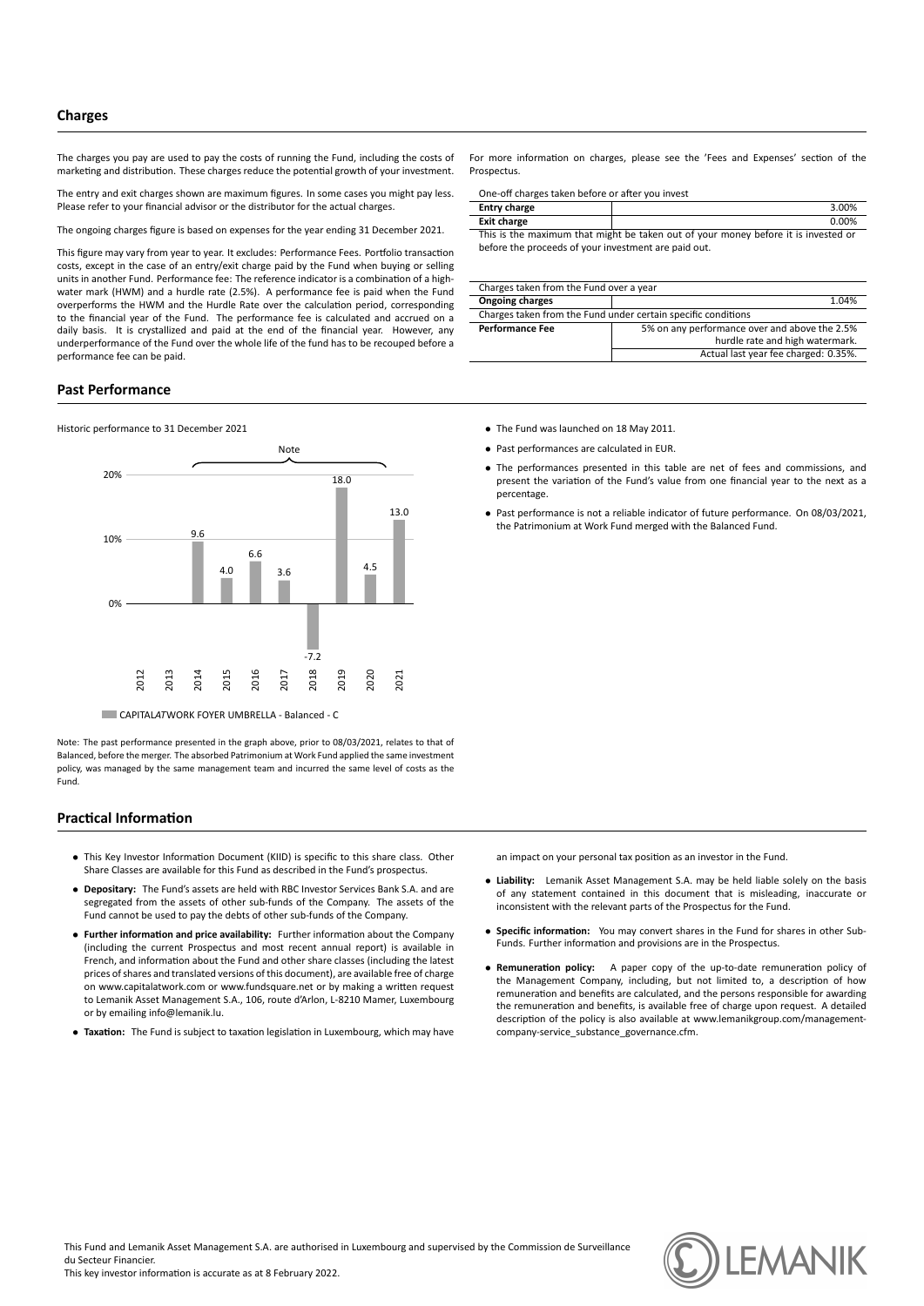## Charges

The charges you pay are used to pay the costs of running the Fund, including the costs of marketing and distribution. These charges reduce the potential growth of your investment.

The entry and exit charges shown are maximum figures. In some cases you might pay less. Please refer to your financial advisor or the distributor for the actual charges.

The ongoing charges figure is based on expenses for the year ending 31 December 2021.

This figure may vary from year to year. It excludes: Performance Fees. Portfolio transaction costs, except in the case of an entry/exit charge paid by the Fund when buying or selling units in another Fund. Performance fee: The reference indicator is a combination of a high-water mark (HWM) and a hurdle rate (2.5%). A performance fee is paid when the Fund overperforms the HWM and the Hurdle Rate over the calculation period, corresponding to the financial year of the Fund. The performance fee is calculated and accrued on a daily basis. It is crystallized and paid at the end of the financial year. However, any underperformance of the Fund over the whole life of the fund has to be recouped before a performance fee can be paid.

For more information on charges, please see the 'Fees and Expenses' section of the Prospectus.

| One-off charges taken before or after you invest | |
|---|---|
| **Entry charge** | 3.00% |
| **Exit charge** | 0.00% |

This is the maximum that might be taken out of your money before it is invested or before the proceeds of your investment are paid out.

| Charges taken from the Fund over a year | |
|---|---|
| **Ongoing charges** | 1.04% |
| Charges taken from the Fund under certain specific conditions | |
| **Performance Fee** | 5% on any performance over and above the 2.5% hurdle rate and high watermark. |
| | Actual last year fee charged: 0.35%. |

## Past Performance

Historic performance to 31 December 2021

Note

20%
10%
0%

9.6
4.0
6.6
3.6
-7.2
18.0
4.5
13.0

2012 2013 2014 2015 2016 2017 2018 2019 2020 2021

CAPITALATWORK FOYER UMBRELLA - Balanced - C

Note: The past performance presented in the graph above, prior to 08/03/2021, relates to that of Balanced, before the merger. The absorbed Patrimonium at Work Fund applied the same investment policy, was managed by the same management team and incurred the same level of costs as the Fund.

- The Fund was launched on 18 May 2011.
- Past performances are calculated in EUR.
- The performances presented in this table are net of fees and commissions, and present the variation of the Fund's value from one financial year to the next as a percentage.
- Past performance is not a reliable indicator of future performance. On 08/03/2021, the Patrimonium at Work Fund merged with the Balanced Fund.

## Practical Information

- This Key Investor Information Document (KIID) is specific to this share class. Other Share Classes are available for this Fund as described in the Fund's prospectus.
- **Depositary:** The Fund's assets are held with RBC Investor Services Bank S.A. and are segregated from the assets of other sub-funds of the Company. The assets of the Fund cannot be used to pay the debts of other sub-funds of the Company.
- **Further information and price availability:** Further information about the Company (including the current Prospectus and most recent annual report) is available in French, and information about the Fund and other share classes (including the latest prices of shares and translated versions of this document), are available free of charge on www.capitalatwork.com or www.fundsquare.net or by making a written request to Lemanik Asset Management S.A., 106, route d'Arlon, L-8210 Mamer, Luxembourg or by emailing info@lemanik.lu.
- **Taxation:** The Fund is subject to taxation legislation in Luxembourg, which may have an impact on your personal tax position as an investor in the Fund.
- **Liability:** Lemanik Asset Management S.A. may be held liable solely on the basis of any statement contained in this document that is misleading, inaccurate or inconsistent with the relevant parts of the Prospectus for the Fund.
- **Specific information:** You may convert shares in the Fund for shares in other Sub-Funds. Further information and provisions are in the Prospectus.
- **Remuneration policy:** A paper copy of the up-to-date remuneration policy of the Management Company, including, but not limited to, a description of how remuneration and benefits are calculated, and the persons responsible for awarding the remuneration and benefits, is available free of charge upon request. A detailed description of the policy is also available at www.lemanikgroup.com/management-company-service_substance_governance.cfm.

This Fund and Lemanik Asset Management S.A. are authorised in Luxembourg and supervised by the Commission de Surveillance du Secteur Financier.
This key investor information is accurate as at 8 February 2022.

LEMANIK